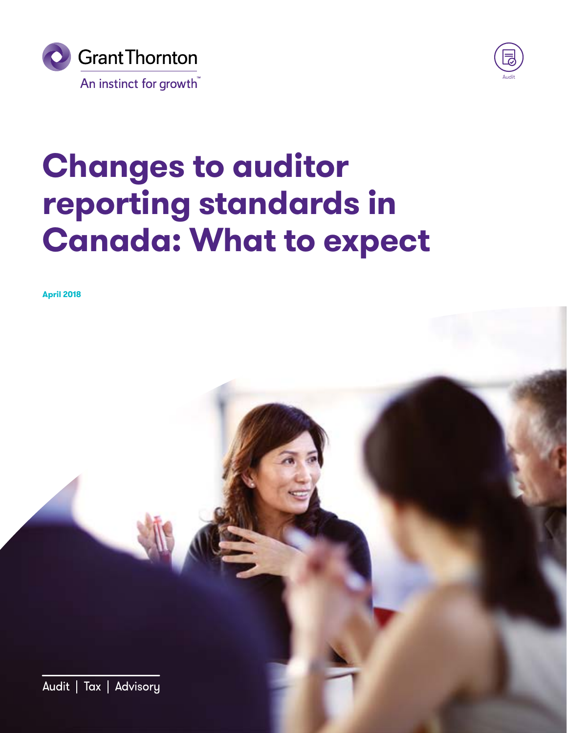Grant Thornton

An instinct for growth™

Audit

# Changes to auditor reporting standards in Canada: What to expect

**April 2018**

Audit | Tax | Advisory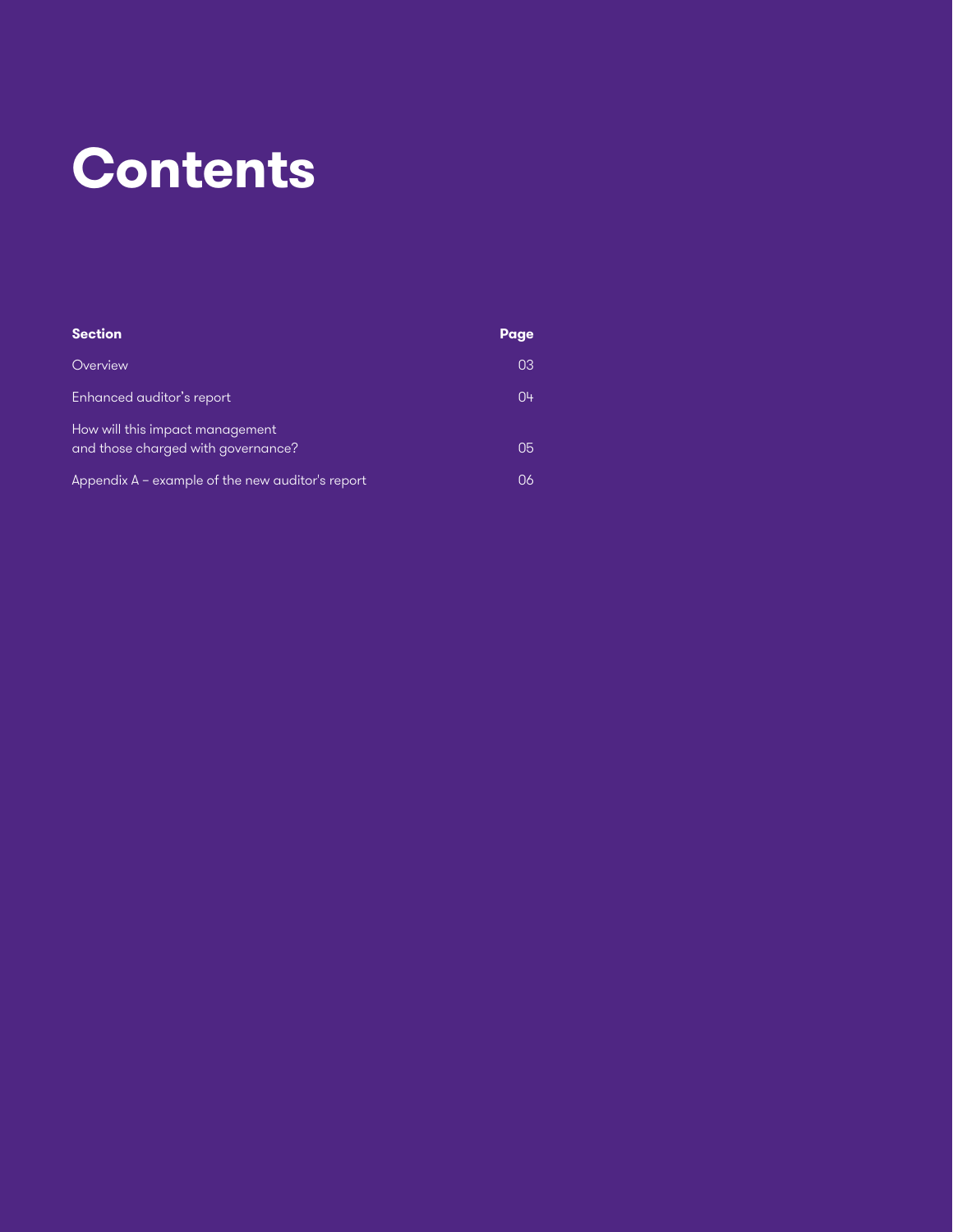# Contents

| Section | Page |
| --- | --- |
| Overview | 03 |
| Enhanced auditor's report | 04 |
| How will this impact management and those charged with governance? | 05 |
| Appendix A – example of the new auditor's report | 06 |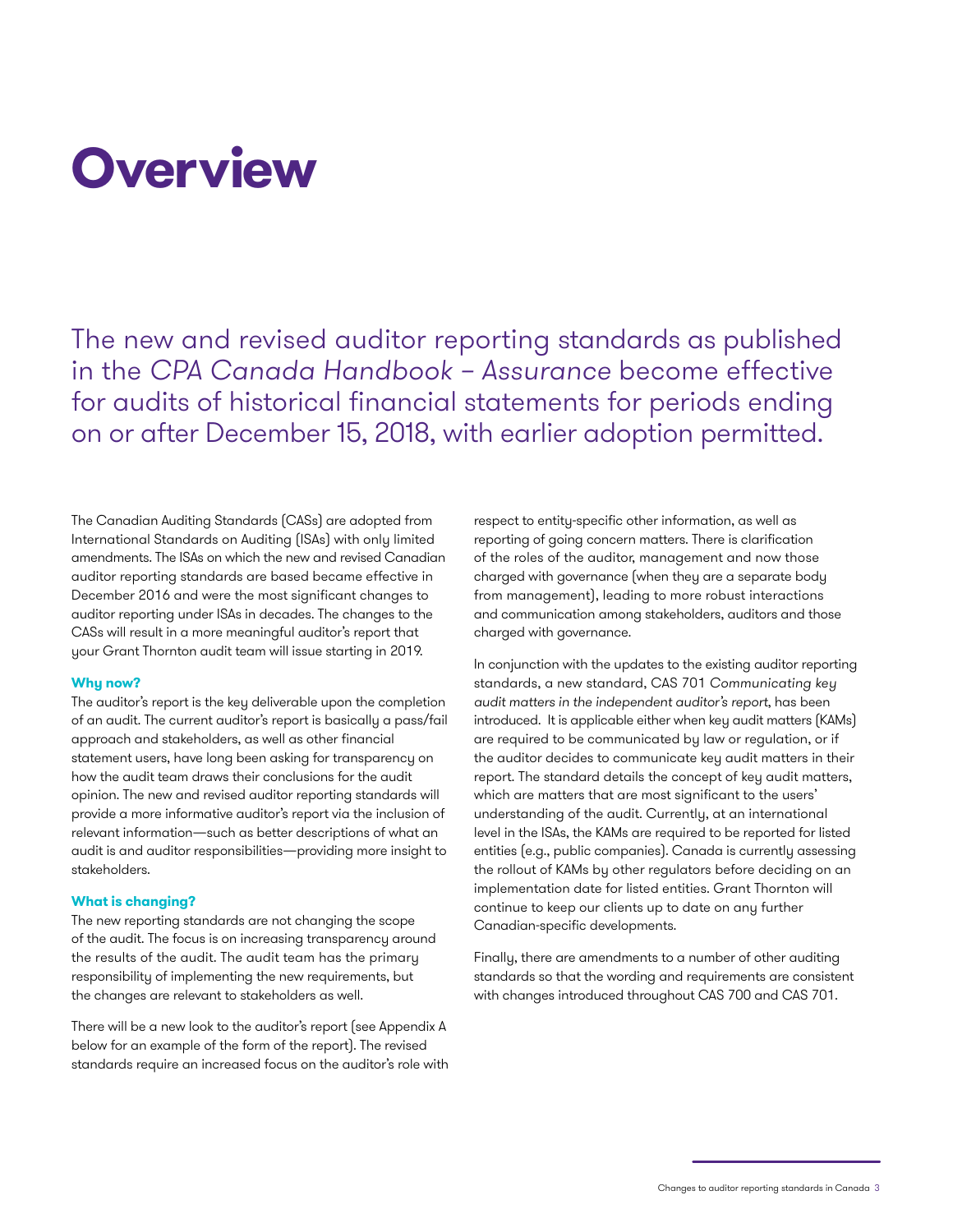# Overview

The new and revised auditor reporting standards as published in the *CPA Canada Handbook – Assurance* become effective for audits of historical financial statements for periods ending on or after December 15, 2018, with earlier adoption permitted.

The Canadian Auditing Standards (CASs) are adopted from International Standards on Auditing (ISAs) with only limited amendments. The ISAs on which the new and revised Canadian auditor reporting standards are based became effective in December 2016 and were the most significant changes to auditor reporting under ISAs in decades. The changes to the CASs will result in a more meaningful auditor's report that your Grant Thornton audit team will issue starting in 2019.

**Why now?**

The auditor's report is the key deliverable upon the completion of an audit. The current auditor's report is basically a pass/fail approach and stakeholders, as well as other financial statement users, have long been asking for transparency on how the audit team draws their conclusions for the audit opinion. The new and revised auditor reporting standards will provide a more informative auditor's report via the inclusion of relevant information—such as better descriptions of what an audit is and auditor responsibilities—providing more insight to stakeholders.

**What is changing?**

The new reporting standards are not changing the scope of the audit. The focus is on increasing transparency around the results of the audit. The audit team has the primary responsibility of implementing the new requirements, but the changes are relevant to stakeholders as well.

There will be a new look to the auditor's report (see Appendix A below for an example of the form of the report). The revised standards require an increased focus on the auditor's role with respect to entity-specific other information, as well as reporting of going concern matters. There is clarification of the roles of the auditor, management and now those charged with governance (when they are a separate body from management), leading to more robust interactions and communication among stakeholders, auditors and those charged with governance.

In conjunction with the updates to the existing auditor reporting standards, a new standard, CAS 701 *Communicating key audit matters in the independent auditor's report*, has been introduced. It is applicable either when key audit matters (KAMs) are required to be communicated by law or regulation, or if the auditor decides to communicate key audit matters in their report. The standard details the concept of key audit matters, which are matters that are most significant to the users' understanding of the audit. Currently, at an international level in the ISAs, the KAMs are required to be reported for listed entities (e.g., public companies). Canada is currently assessing the rollout of KAMs by other regulators before deciding on an implementation date for listed entities. Grant Thornton will continue to keep our clients up to date on any further Canadian-specific developments.

Finally, there are amendments to a number of other auditing standards so that the wording and requirements are consistent with changes introduced throughout CAS 700 and CAS 701.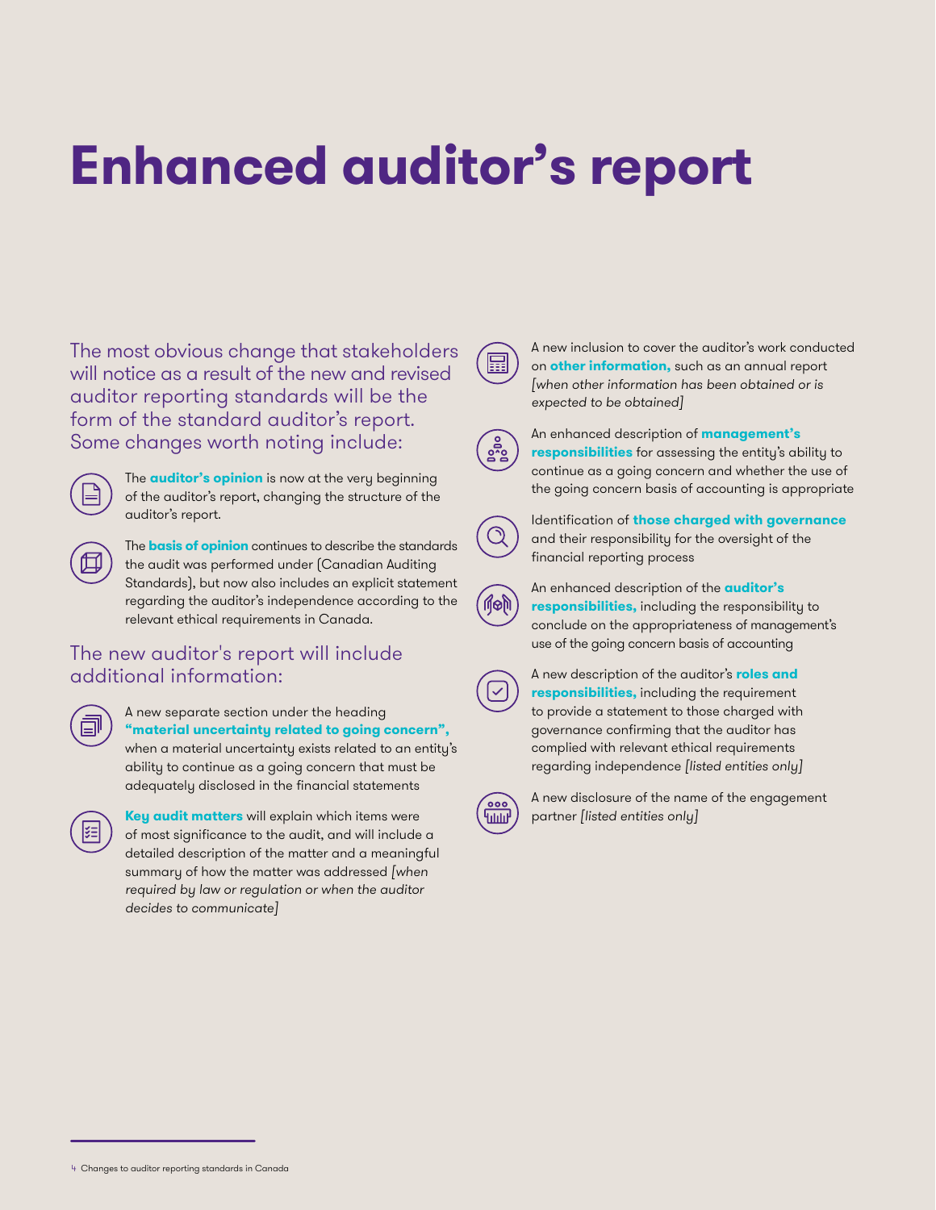# Enhanced auditor's report

## The most obvious change that stakeholders will notice as a result of the new and revised auditor reporting standards will be the form of the standard auditor's report. Some changes worth noting include:

- The **auditor's opinion** is now at the very beginning of the auditor's report, changing the structure of the auditor's report.
- The **basis of opinion** continues to describe the standards the audit was performed under (Canadian Auditing Standards), but now also includes an explicit statement regarding the auditor's independence according to the relevant ethical requirements in Canada.

## The new auditor's report will include additional information:

- A new separate section under the heading **"material uncertainty related to going concern",** when a material uncertainty exists related to an entity's ability to continue as a going concern that must be adequately disclosed in the financial statements
- **Key audit matters** will explain which items were of most significance to the audit, and will include a detailed description of the matter and a meaningful summary of how the matter was addressed *[when required by law or regulation or when the auditor decides to communicate]*
- A new inclusion to cover the auditor's work conducted on **other information,** such as an annual report *[when other information has been obtained or is expected to be obtained]*
- An enhanced description of **management's responsibilities** for assessing the entity's ability to continue as a going concern and whether the use of the going concern basis of accounting is appropriate
- Identification of **those charged with governance** and their responsibility for the oversight of the financial reporting process
- An enhanced description of the **auditor's responsibilities,** including the responsibility to conclude on the appropriateness of management's use of the going concern basis of accounting
- A new description of the auditor's **roles and responsibilities,** including the requirement to provide a statement to those charged with governance confirming that the auditor has complied with relevant ethical requirements regarding independence *[listed entities only]*
- A new disclosure of the name of the engagement partner *[listed entities only]*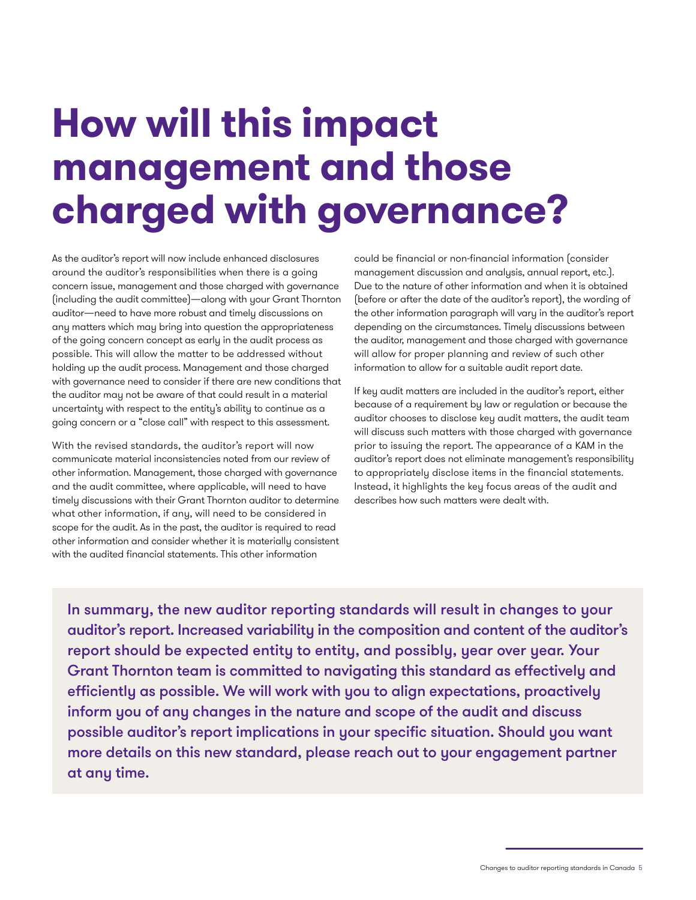# How will this impact management and those charged with governance?

As the auditor's report will now include enhanced disclosures around the auditor's responsibilities when there is a going concern issue, management and those charged with governance (including the audit committee)—along with your Grant Thornton auditor—need to have more robust and timely discussions on any matters which may bring into question the appropriateness of the going concern concept as early in the audit process as possible. This will allow the matter to be addressed without holding up the audit process. Management and those charged with governance need to consider if there are new conditions that the auditor may not be aware of that could result in a material uncertainty with respect to the entity's ability to continue as a going concern or a "close call" with respect to this assessment.

With the revised standards, the auditor's report will now communicate material inconsistencies noted from our review of other information. Management, those charged with governance and the audit committee, where applicable, will need to have timely discussions with their Grant Thornton auditor to determine what other information, if any, will need to be considered in scope for the audit. As in the past, the auditor is required to read other information and consider whether it is materially consistent with the audited financial statements. This other information could be financial or non-financial information (consider management discussion and analysis, annual report, etc.). Due to the nature of other information and when it is obtained (before or after the date of the auditor's report), the wording of the other information paragraph will vary in the auditor's report depending on the circumstances. Timely discussions between the auditor, management and those charged with governance will allow for proper planning and review of such other information to allow for a suitable audit report date.

If key audit matters are included in the auditor's report, either because of a requirement by law or regulation or because the auditor chooses to disclose key audit matters, the audit team will discuss such matters with those charged with governance prior to issuing the report. The appearance of a KAM in the auditor's report does not eliminate management's responsibility to appropriately disclose items in the financial statements. Instead, it highlights the key focus areas of the audit and describes how such matters were dealt with.

In summary, the new auditor reporting standards will result in changes to your auditor's report. Increased variability in the composition and content of the auditor's report should be expected entity to entity, and possibly, year over year. Your Grant Thornton team is committed to navigating this standard as effectively and efficiently as possible. We will work with you to align expectations, proactively inform you of any changes in the nature and scope of the audit and discuss possible auditor's report implications in your specific situation. Should you want more details on this new standard, please reach out to your engagement partner at any time.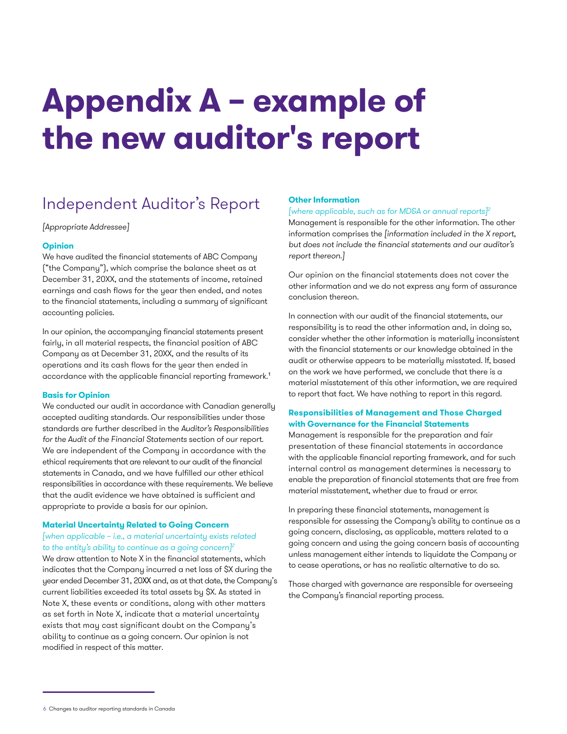# Appendix A – example of the new auditor's report

## Independent Auditor's Report

*[Appropriate Addressee]*

### Opinion

We have audited the financial statements of ABC Company ("the Company"), which comprise the balance sheet as at December 31, 20XX, and the statements of income, retained earnings and cash flows for the year then ended, and notes to the financial statements, including a summary of significant accounting policies.

In our opinion, the accompanying financial statements present fairly, in all material respects, the financial position of ABC Company as at December 31, 20XX, and the results of its operations and its cash flows for the year then ended in accordance with the applicable financial reporting framework.[1]

### Basis for Opinion

We conducted our audit in accordance with Canadian generally accepted auditing standards. Our responsibilities under those standards are further described in the *Auditor's Responsibilities for the Audit of the Financial Statements* section of our report. We are independent of the Company in accordance with the ethical requirements that are relevant to our audit of the financial statements in Canada, and we have fulfilled our other ethical responsibilities in accordance with these requirements. We believe that the audit evidence we have obtained is sufficient and appropriate to provide a basis for our opinion.

### Material Uncertainty Related to Going Concern

*[when applicable – i.e., a material uncertainty exists related to the entity's ability to continue as a going concern]*[2]

We draw attention to Note X in the financial statements, which indicates that the Company incurred a net loss of $X during the year ended December 31, 20XX and, as at that date, the Company's current liabilities exceeded its total assets by $X. As stated in Note X, these events or conditions, along with other matters as set forth in Note X, indicate that a material uncertainty exists that may cast significant doubt on the Company's ability to continue as a going concern. Our opinion is not modified in respect of this matter.

### Other Information

*[where applicable, such as for MD&A or annual reports]*[2]

Management is responsible for the other information. The other information comprises the *[information included in the X report, but does not include the financial statements and our auditor's report thereon.]*

Our opinion on the financial statements does not cover the other information and we do not express any form of assurance conclusion thereon.

In connection with our audit of the financial statements, our responsibility is to read the other information and, in doing so, consider whether the other information is materially inconsistent with the financial statements or our knowledge obtained in the audit or otherwise appears to be materially misstated. If, based on the work we have performed, we conclude that there is a material misstatement of this other information, we are required to report that fact. We have nothing to report in this regard.

### Responsibilities of Management and Those Charged with Governance for the Financial Statements

Management is responsible for the preparation and fair presentation of these financial statements in accordance with the applicable financial reporting framework, and for such internal control as management determines is necessary to enable the preparation of financial statements that are free from material misstatement, whether due to fraud or error.

In preparing these financial statements, management is responsible for assessing the Company's ability to continue as a going concern, disclosing, as applicable, matters related to a going concern and using the going concern basis of accounting unless management either intends to liquidate the Company or to cease operations, or has no realistic alternative to do so.

Those charged with governance are responsible for overseeing the Company's financial reporting process.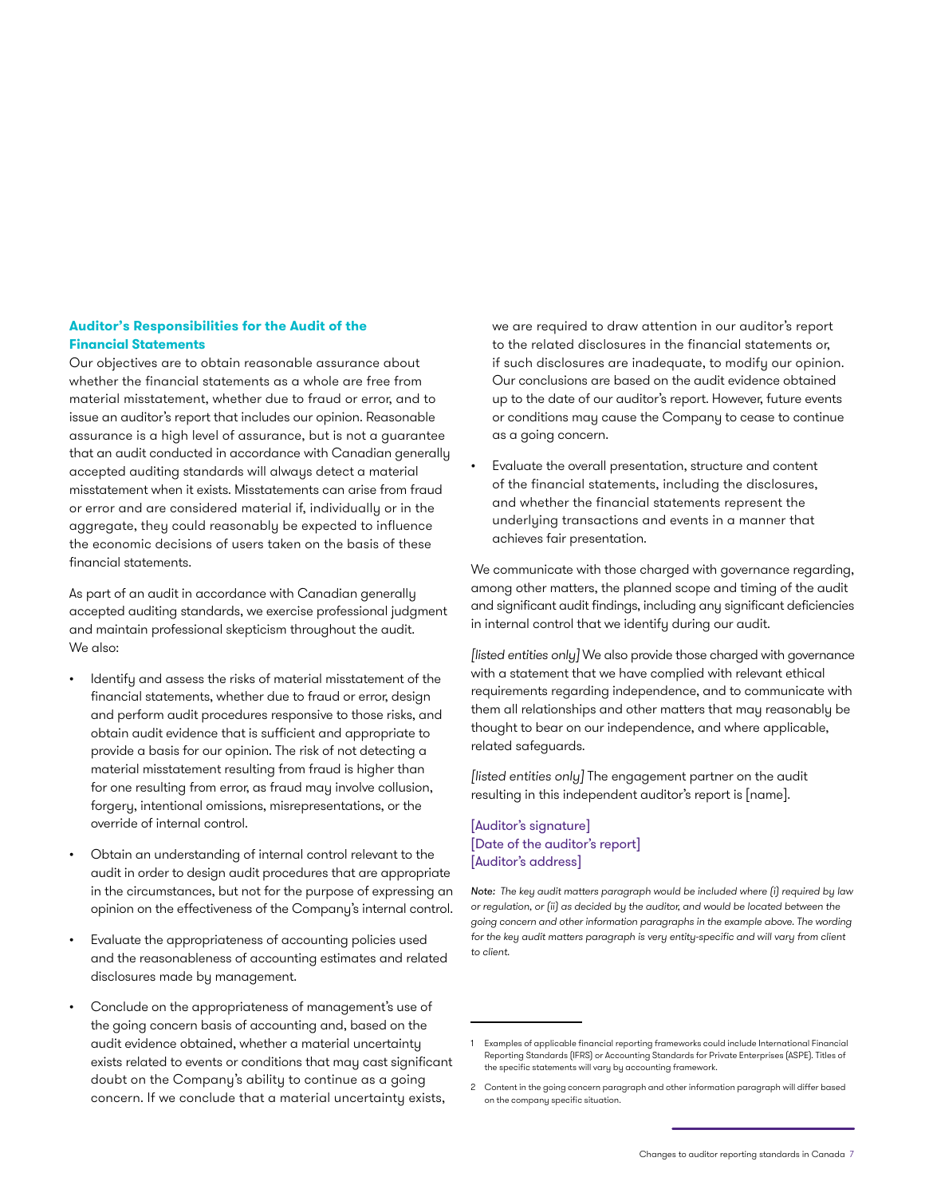### Auditor's Responsibilities for the Audit of the Financial Statements

Our objectives are to obtain reasonable assurance about whether the financial statements as a whole are free from material misstatement, whether due to fraud or error, and to issue an auditor's report that includes our opinion. Reasonable assurance is a high level of assurance, but is not a guarantee that an audit conducted in accordance with Canadian generally accepted auditing standards will always detect a material misstatement when it exists. Misstatements can arise from fraud or error and are considered material if, individually or in the aggregate, they could reasonably be expected to influence the economic decisions of users taken on the basis of these financial statements.

As part of an audit in accordance with Canadian generally accepted auditing standards, we exercise professional judgment and maintain professional skepticism throughout the audit. We also:

- Identify and assess the risks of material misstatement of the financial statements, whether due to fraud or error, design and perform audit procedures responsive to those risks, and obtain audit evidence that is sufficient and appropriate to provide a basis for our opinion. The risk of not detecting a material misstatement resulting from fraud is higher than for one resulting from error, as fraud may involve collusion, forgery, intentional omissions, misrepresentations, or the override of internal control.
- Obtain an understanding of internal control relevant to the audit in order to design audit procedures that are appropriate in the circumstances, but not for the purpose of expressing an opinion on the effectiveness of the Company's internal control.
- Evaluate the appropriateness of accounting policies used and the reasonableness of accounting estimates and related disclosures made by management.
- Conclude on the appropriateness of management's use of the going concern basis of accounting and, based on the audit evidence obtained, whether a material uncertainty exists related to events or conditions that may cast significant doubt on the Company's ability to continue as a going concern. If we conclude that a material uncertainty exists, we are required to draw attention in our auditor's report to the related disclosures in the financial statements or, if such disclosures are inadequate, to modify our opinion. Our conclusions are based on the audit evidence obtained up to the date of our auditor's report. However, future events or conditions may cause the Company to cease to continue as a going concern.
- Evaluate the overall presentation, structure and content of the financial statements, including the disclosures, and whether the financial statements represent the underlying transactions and events in a manner that achieves fair presentation.

We communicate with those charged with governance regarding, among other matters, the planned scope and timing of the audit and significant audit findings, including any significant deficiencies in internal control that we identify during our audit.

*[listed entities only]* We also provide those charged with governance with a statement that we have complied with relevant ethical requirements regarding independence, and to communicate with them all relationships and other matters that may reasonably be thought to bear on our independence, and where applicable, related safeguards.

*[listed entities only]* The engagement partner on the audit resulting in this independent auditor's report is [name].

[Auditor's signature]
[Date of the auditor's report]
[Auditor's address]

*Note: The key audit matters paragraph would be included where (i) required by law or regulation, or (ii) as decided by the auditor, and would be located between the going concern and other information paragraphs in the example above. The wording for the key audit matters paragraph is very entity-specific and will vary from client to client.*

---

1 Examples of applicable financial reporting frameworks could include International Financial Reporting Standards (IFRS) or Accounting Standards for Private Enterprises (ASPE). Titles of the specific statements will vary by accounting framework.

2 Content in the going concern paragraph and other information paragraph will differ based on the company specific situation.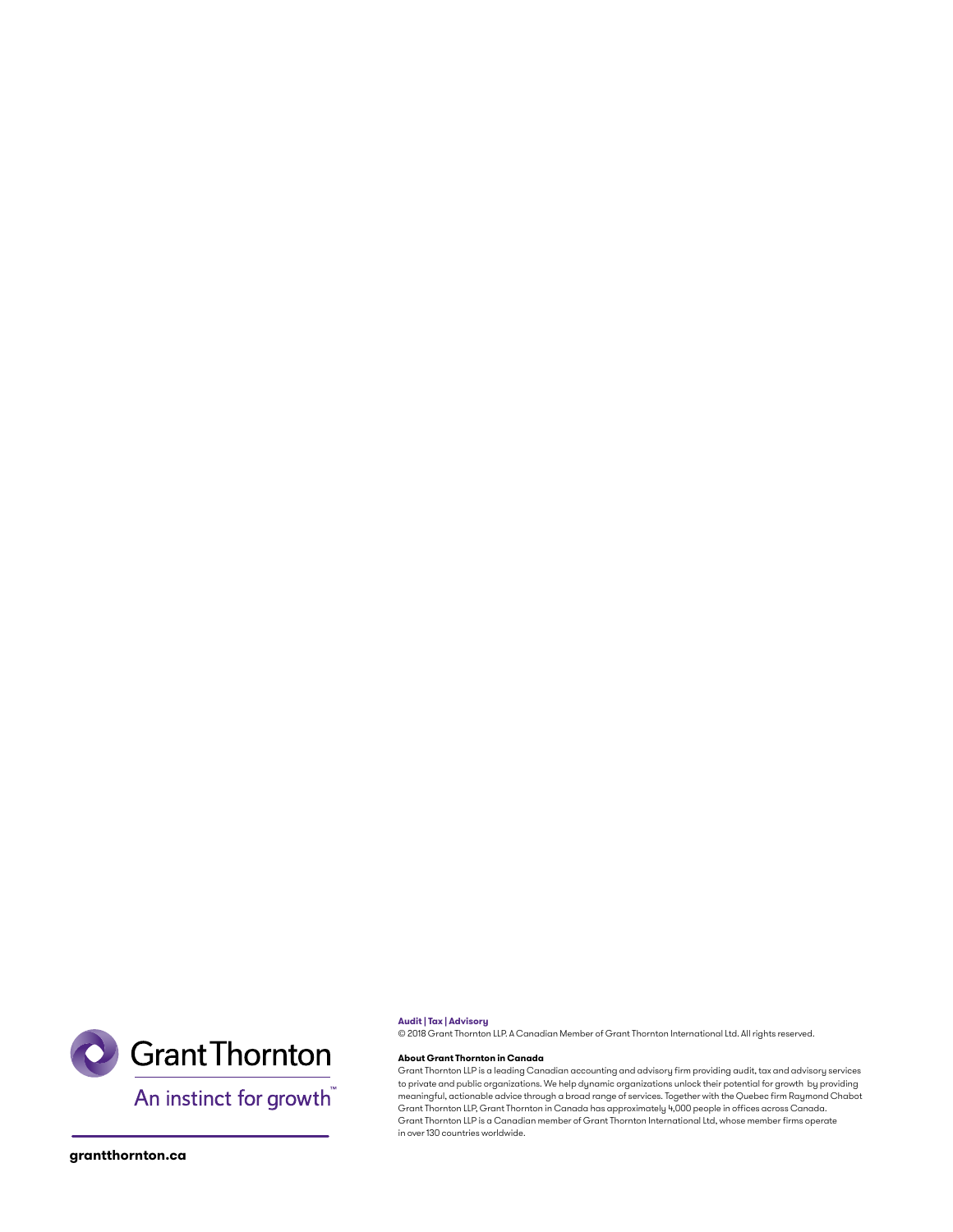Grant Thornton

An instinct for growth™

grantthornton.ca

**Audit | Tax | Advisory**

© 2018 Grant Thornton LLP. A Canadian Member of Grant Thornton International Ltd. All rights reserved.

**About Grant Thornton in Canada**

Grant Thornton LLP is a leading Canadian accounting and advisory firm providing audit, tax and advisory services to private and public organizations. We help dynamic organizations unlock their potential for growth by providing meaningful, actionable advice through a broad range of services. Together with the Quebec firm Raymond Chabot Grant Thornton LLP, Grant Thornton in Canada has approximately 4,000 people in offices across Canada. Grant Thornton LLP is a Canadian member of Grant Thornton International Ltd, whose member firms operate in over 130 countries worldwide.